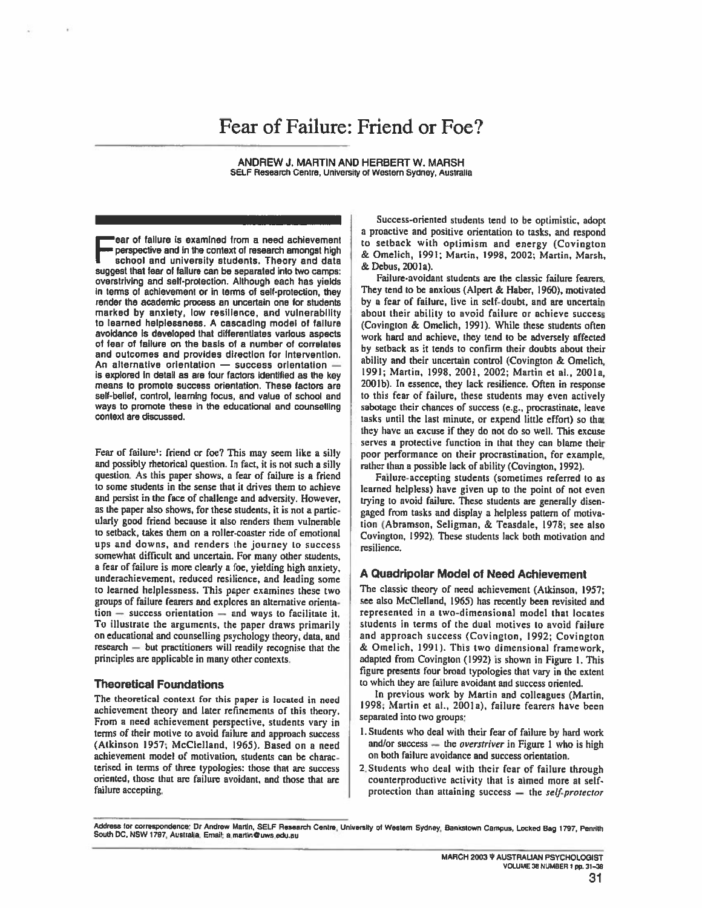# Fear of Failure: Friend or Foe?

**ANDREW J. MARTIN AND HERBERT W. MARSH**
SELF Research Centre, University of Western Sydney, Australia

**Fear of failure is examined from a need achievement perspective and in the context of research amongst high school and university students. Theory and data suggest that fear of failure can be separated into two camps: overstriving and self-protection. Although each has yields in terms of achievement or in terms of self-protection, they render the academic process an uncertain one for students marked by anxiety, low resilience, and vulnerability to learned helplessness. A cascading model of failure avoidance is developed that differentiates various aspects of fear of failure on the basis of a number of correlates and outcomes and provides direction for intervention. An alternative orientation — success orientation — is explored in detail as are four factors identified as the key means to promote success orientation. These factors are self-belief, control, learning focus, and value of school and ways to promote these in the educational and counselling context are discussed.**

Fear of failure[1]: friend or foe? This may seem like a silly and possibly rhetorical question. In fact, it is not such a silly question. As this paper shows, a fear of failure is a friend to some students in the sense that it drives them to achieve and persist in the face of challenge and adversity. However, as the paper also shows, for these students, it is not a particularly good friend because it also renders them vulnerable to setback, takes them on a roller-coaster ride of emotional ups and downs, and renders the journey to success somewhat difficult and uncertain. For many other students, a fear of failure is more clearly a foe, yielding high anxiety, underachievement, reduced resilience, and leading some to learned helplessness. This paper examines these two groups of failure fearers and explores an alternative orientation — success orientation — and ways to facilitate it. To illustrate the arguments, the paper draws primarily on educational and counselling psychology theory, data, and research — but practitioners will readily recognise that the principles are applicable in many other contexts.

## Theoretical Foundations

The theoretical context for this paper is located in need achievement theory and later refinements of this theory. From a need achievement perspective, students vary in terms of their motive to avoid failure and approach success (Atkinson 1957; McClelland, 1965). Based on a need achievement model of motivation, students can be characterised in terms of three typologies: those that are success oriented, those that are failure avoidant, and those that are failure accepting.

Success-oriented students tend to be optimistic, adopt a proactive and positive orientation to tasks, and respond to setback with optimism and energy (Covington & Omelich, 1991; Martin, 1998, 2002; Martin, Marsh, & Debus, 2001a).

Failure-avoidant students are the classic failure fearers. They tend to be anxious (Alpert & Haber, 1960), motivated by a fear of failure, live in self-doubt, and are uncertain about their ability to avoid failure or achieve success (Covington & Omelich, 1991). While these students often work hard and achieve, they tend to be adversely affected by setback as it tends to confirm their doubts about their ability and their uncertain control (Covington & Omelich, 1991; Martin, 1998, 2001, 2002; Martin et al., 2001a, 2001b). In essence, they lack resilience. Often in response to this fear of failure, these students may even actively sabotage their chances of success (e.g., procrastinate, leave tasks until the last minute, or expend little effort) so that they have an excuse if they do not do so well. This excuse serves a protective function in that they can blame their poor performance on their procrastination, for example, rather than a possible lack of ability (Covington, 1992).

Failure-accepting students (sometimes referred to as learned helpless) have given up to the point of not even trying to avoid failure. These students are generally disengaged from tasks and display a helpless pattern of motivation (Abramson, Seligman, & Teasdale, 1978; see also Covington, 1992). These students lack both motivation and resilience.

## A Quadripolar Model of Need Achievement

The classic theory of need achievement (Atkinson, 1957; see also McClelland, 1965) has recently been revisited and represented in a two-dimensional model that locates students in terms of the dual motives to avoid failure and approach success (Covington, 1992; Covington & Omelich, 1991). This two dimensional framework, adapted from Covington (1992) is shown in Figure 1. This figure presents four broad typologies that vary in the extent to which they are failure avoidant and success oriented.

In previous work by Martin and colleagues (Martin, 1998; Martin et al., 2001a), failure fearers have been separated into two groups:

1. Students who deal with their fear of failure by hard work and/or success — the *overstriver* in Figure 1 who is high on both failure avoidance and success orientation.
2. Students who deal with their fear of failure through counterproductive activity that is aimed more at self-protection than attaining success — the *self-protector*

Address for correspondence: Dr Andrew Martin, SELF Research Centre, University of Western Sydney, Bankstown Campus, Locked Bag 1797, Penrith South DC, NSW 1797, Australia. Email: a.martin@uws.edu.au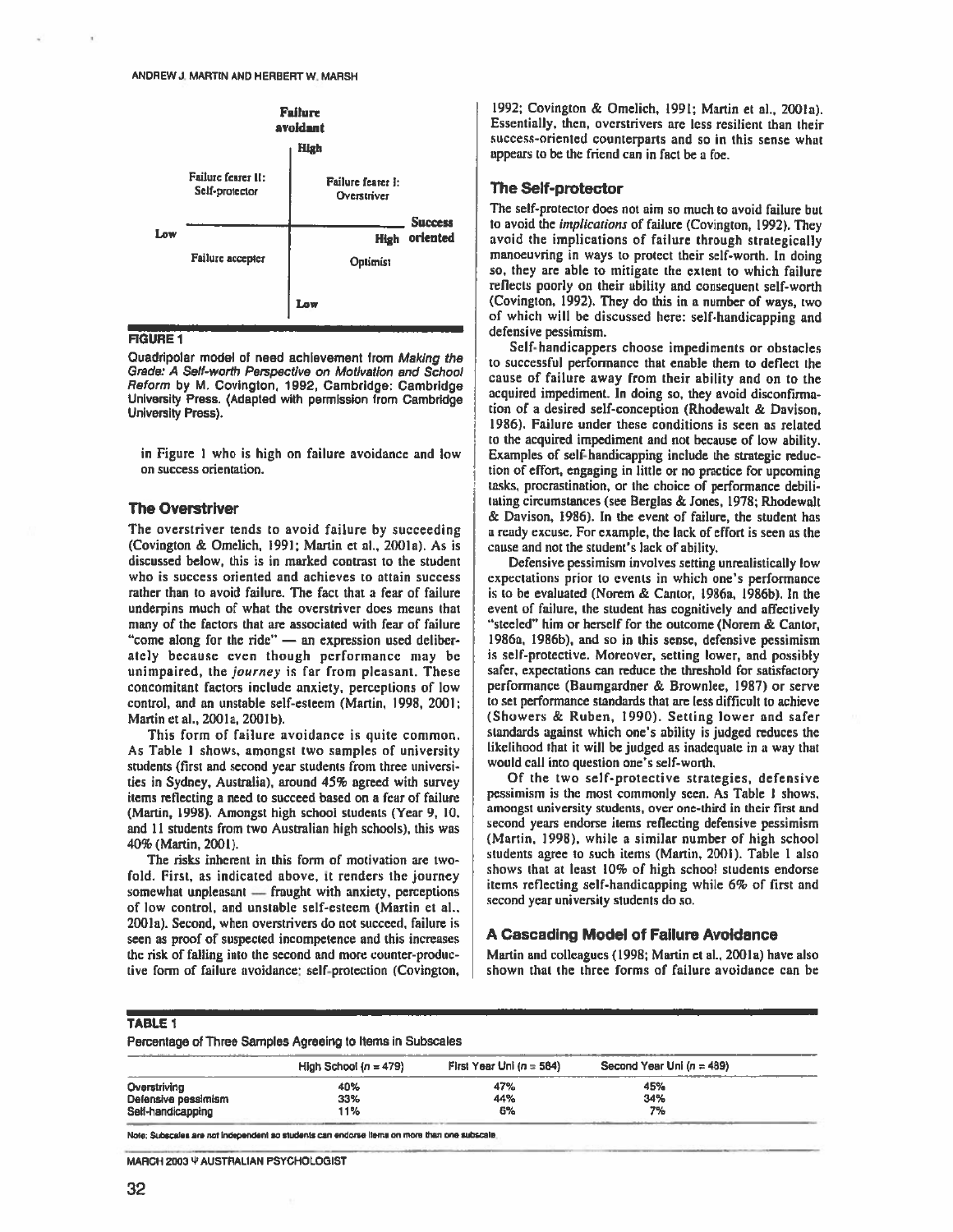**FIGURE 1**

Quadripolar model of need achievement from *Making the Grade: A Self-worth Perspective on Motivation and School Reform* by M. Covington, 1992, Cambridge: Cambridge University Press. (Adapted with permission from Cambridge University Press).

in Figure 1 who is high on failure avoidance and low on success orientation.

## The Overstriver

The overstriver tends to avoid failure by succeeding (Covington & Omelich, 1991; Martin et al., 2001a). As is discussed below, this is in marked contrast to the student who is success oriented and achieves to attain success rather than to avoid failure. The fact that a fear of failure underpins much of what the overstriver does means that many of the factors that are associated with fear of failure "come along for the ride" — an expression used deliberately because even though performance may be unimpaired, the *journey* is far from pleasant. These concomitant factors include anxiety, perceptions of low control, and an unstable self-esteem (Martin, 1998, 2001; Martin et al., 2001a, 2001b).

This form of failure avoidance is quite common. As Table 1 shows, amongst two samples of university students (first and second year students from three universities in Sydney, Australia), around 45% agreed with survey items reflecting a need to succeed based on a fear of failure (Martin, 1998). Amongst high school students (Year 9, 10, and 11 students from two Australian high schools), this was 40% (Martin, 2001).

The risks inherent in this form of motivation are twofold. First, as indicated above, it renders the journey somewhat unpleasant — fraught with anxiety, perceptions of low control, and unstable self-esteem (Martin et al., 2001a). Second, when overstrivers do not succeed, failure is seen as proof of suspected incompetence and this increases the risk of falling into the second and more counter-productive form of failure avoidance: self-protection (Covington, 1992; Covington & Omelich, 1991; Martin et al., 2001a). Essentially, then, overstrivers are less resilient than their success-oriented counterparts and so in this sense what appears to be the friend can in fact be a foe.

## The Self-protector

The self-protector does not aim so much to avoid failure but to avoid the *implications* of failure (Covington, 1992). They avoid the implications of failure through strategically manoeuvring in ways to protect their self-worth. In doing so, they are able to mitigate the extent to which failure reflects poorly on their ability and consequent self-worth (Covington, 1992). They do this in a number of ways, two of which will be discussed here: self-handicapping and defensive pessimism.

Self-handicappers choose impediments or obstacles to successful performance that enable them to deflect the cause of failure away from their ability and on to the acquired impediment. In doing so, they avoid disconfirmation of a desired self-conception (Rhodewalt & Davison, 1986). Failure under these conditions is seen as related to the acquired impediment and not because of low ability. Examples of self-handicapping include the strategic reduction of effort, engaging in little or no practice for upcoming tasks, procrastination, or the choice of performance debilitating circumstances (see Berglas & Jones, 1978; Rhodewalt & Davison, 1986). In the event of failure, the student has a ready excuse. For example, the lack of effort is seen as the cause and not the student's lack of ability.

Defensive pessimism involves setting unrealistically low expectations prior to events in which one's performance is to be evaluated (Norem & Cantor, 1986a, 1986b). In the event of failure, the student has cognitively and affectively "steeled" him or herself for the outcome (Norem & Cantor, 1986a, 1986b), and so in this sense, defensive pessimism is self-protective. Moreover, setting lower, and possibly safer, expectations can reduce the threshold for satisfactory performance (Baumgardner & Brownlee, 1987) or serve to set performance standards that are less difficult to achieve (Showers & Ruben, 1990). Setting lower and safer standards against which one's ability is judged reduces the likelihood that it will be judged as inadequate in a way that would call into question one's self-worth.

Of the two self-protective strategies, defensive pessimism is the most commonly seen. As Table 1 shows, amongst university students, over one-third in their first and second years endorse items reflecting defensive pessimism (Martin, 1998), while a similar number of high school students agree to such items (Martin, 2001). Table 1 also shows that at least 10% of high school students endorse items reflecting self-handicapping while 6% of first and second year university students do so.

## A Cascading Model of Failure Avoidance

Martin and colleagues (1998; Martin et al., 2001a) have also shown that the three forms of failure avoidance can be

**TABLE 1**

Percentage of Three Samples Agreeing to Items in Subscales

| | High School ($n$ = 479) | First Year Uni ($n$ = 584) | Second Year Uni ($n$ = 489) |
|---|---|---|---|
| Overstriving | 40% | 47% | 45% |
| Defensive pessimism | 33% | 44% | 34% |
| Self-handicapping | 11% | 6% | 7% |

*Note*: Subscales are not independent so students can endorse items on more than one subscale.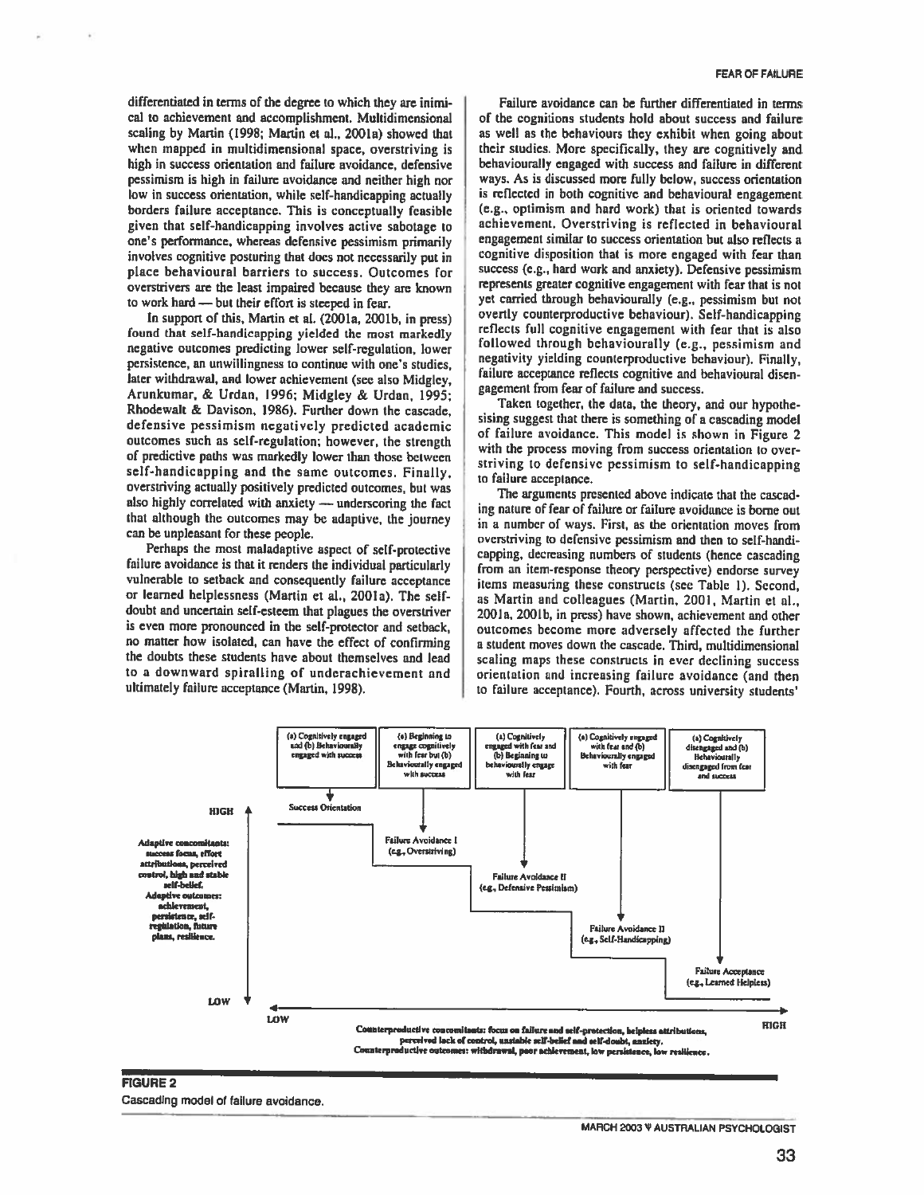differentiated in terms of the degree to which they are inimical to achievement and accomplishment. Multidimensional scaling by Martin (1998; Martin et al., 2001a) showed that when mapped in multidimensional space, overstriving is high in success orientation and failure avoidance, defensive pessimism is high in failure avoidance and neither high nor low in success orientation, while self-handicapping actually borders failure acceptance. This is conceptually feasible given that self-handicapping involves active sabotage to one's performance, whereas defensive pessimism primarily involves cognitive posturing that does not necessarily put in place behavioural barriers to success. Outcomes for overstrivers are the least impaired because they are known to work hard — but their effort is steeped in fear.

In support of this, Martin et al. (2001a, 2001b, in press) found that self-handicapping yielded the most markedly negative outcomes predicting lower self-regulation, lower persistence, an unwillingness to continue with one's studies, later withdrawal, and lower achievement (see also Midgley, Arunkumar, & Urdan, 1996; Midgley & Urdan, 1995; Rhodewalt & Davison, 1986). Further down the cascade, defensive pessimism negatively predicted academic outcomes such as self-regulation; however, the strength of predictive paths was markedly lower than those between self-handicapping and the same outcomes. Finally, overstriving actually positively predicted outcomes, but was also highly correlated with anxiety — underscoring the fact that although the outcomes may be adaptive, the journey can be unpleasant for these people.

Perhaps the most maladaptive aspect of self-protective failure avoidance is that it renders the individual particularly vulnerable to setback and consequently failure acceptance or learned helplessness (Martin et al., 2001a). The self-doubt and uncertain self-esteem that plagues the overstriver is even more pronounced in the self-protector and setback, no matter how isolated, can have the effect of confirming the doubts these students have about themselves and lead to a downward spiralling of underachievement and ultimately failure acceptance (Martin, 1998).

Failure avoidance can be further differentiated in terms of the cognitions students hold about success and failure as well as the behaviours they exhibit when going about their studies. More specifically, they are cognitively and behaviourally engaged with success and failure in different ways. As is discussed more fully below, success orientation is reflected in both cognitive and behavioural engagement (e.g., optimism and hard work) that is oriented towards achievement. Overstriving is reflected in behavioural engagement similar to success orientation but also reflects a cognitive disposition that is more engaged with fear than success (e.g., hard work and anxiety). Defensive pessimism represents greater cognitive engagement with fear that is not yet carried through behaviourally (e.g., pessimism but not overtly counterproductive behaviour). Self-handicapping reflects full cognitive engagement with fear that is also followed through behaviourally (e.g., pessimism and negativity yielding counterproductive behaviour). Finally, failure acceptance reflects cognitive and behavioural disengagement from fear of failure and success.

Taken together, the data, the theory, and our hypothesising suggest that there is something of a cascading model of failure avoidance. This model is shown in Figure 2 with the process moving from success orientation to overstriving to defensive pessimism to self-handicapping to failure acceptance.

The arguments presented above indicate that the cascading nature of fear of failure or failure avoidance is borne out in a number of ways. First, as the orientation moves from overstriving to defensive pessimism and then to self-handicapping, decreasing numbers of students (hence cascading from an item-response theory perspective) endorse survey items measuring these constructs (see Table 1). Second, as Martin and colleagues (Martin, 2001, Martin et al., 2001a, 2001b, in press) have shown, achievement and other outcomes become more adversely affected the further a student moves down the cascade. Third, multidimensional scaling maps these constructs in ever declining success orientation and increasing failure avoidance (and then to failure acceptance). Fourth, across university students'

**FIGURE 2**

Cascading model of failure avoidance.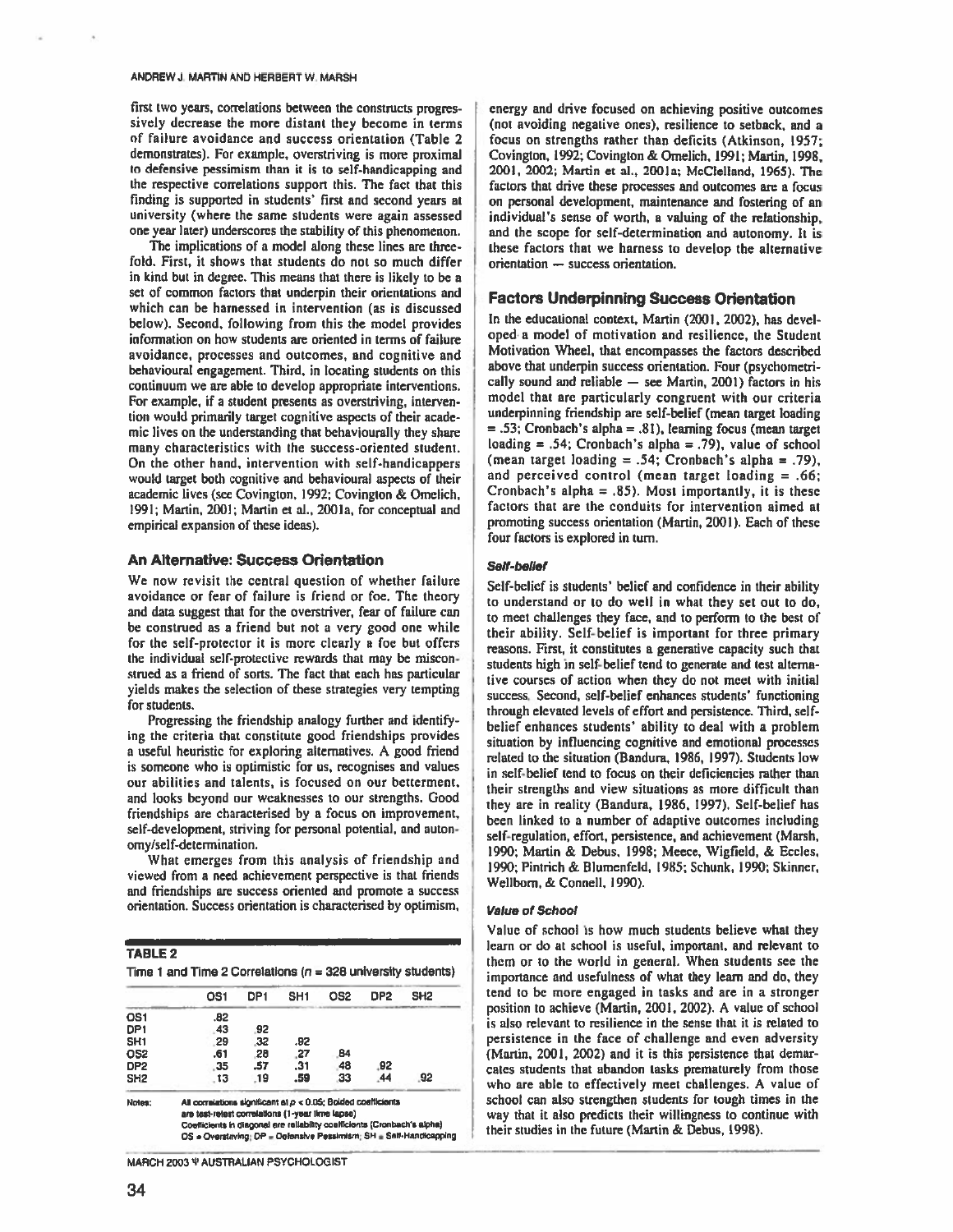first two years, correlations between the constructs progressively decrease the more distant they become in terms of failure avoidance and success orientation (Table 2 demonstrates). For example, overstriving is more proximal to defensive pessimism than it is to self-handicapping and the respective correlations support this. The fact that this finding is supported in students' first and second years at university (where the same students were again assessed one year later) underscores the stability of this phenomenon.

The implications of a model along these lines are threefold. First, it shows that students do not so much differ in kind but in degree. This means that there is likely to be a set of common factors that underpin their orientations and which can be harnessed in intervention (as is discussed below). Second, following from this the model provides information on how students are oriented in terms of failure avoidance, processes and outcomes, and cognitive and behavioural engagement. Third, in locating students on this continuum we are able to develop appropriate interventions. For example, if a student presents as overstriving, intervention would primarily target cognitive aspects of their academic lives on the understanding that behaviourally they share many characteristics with the success-oriented student. On the other hand, intervention with self-handicappers would target both cognitive and behavioural aspects of their academic lives (see Covington, 1992; Covington & Omelich, 1991; Martin, 2001; Martin et al., 2001a, for conceptual and empirical expansion of these ideas).

## An Alternative: Success Orientation

We now revisit the central question of whether failure avoidance or fear of failure is friend or foe. The theory and data suggest that for the overstriver, fear of failure can be construed as a friend but not a very good one while for the self-protector it is more clearly a foe but offers the individual self-protective rewards that may be misconstrued as a friend of sorts. The fact that each has particular yields makes the selection of these strategies very tempting for students.

Progressing the friendship analogy further and identifying the criteria that constitute good friendships provides a useful heuristic for exploring alternatives. A good friend is someone who is optimistic for us, recognises and values our abilities and talents, is focused on our betterment, and looks beyond our weaknesses to our strengths. Good friendships are characterised by a focus on improvement, self-development, striving for personal potential, and autonomy/self-determination.

What emerges from this analysis of friendship and viewed from a need achievement perspective is that friends and friendships are success oriented and promote a success orientation. Success orientation is characterised by optimism, energy and drive focused on achieving positive outcomes (not avoiding negative ones), resilience to setback, and a focus on strengths rather than deficits (Atkinson, 1957; Covington, 1992; Covington & Omelich, 1991; Martin, 1998, 2001, 2002; Martin et al., 2001a; McClelland, 1965). The factors that drive these processes and outcomes are a focus on personal development, maintenance and fostering of an individual's sense of worth, a valuing of the relationship, and the scope for self-determination and autonomy. It is these factors that we harness to develop the alternative orientation — success orientation.

**TABLE 2**

Time 1 and Time 2 Correlations ($n$ = 328 university students)

| | OS1 | DP1 | SH1 | OS2 | DP2 | SH2 |
|---|---|---|---|---|---|---|
| OS1 | .82 | | | | | |
| DP1 | .43 | .92 | | | | |
| SH1 | .29 | .32 | .92 | | | |
| OS2 | **.61** | .28 | .27 | .84 | | |
| DP2 | .35 | **.57** | .31 | .48 | .92 | |
| SH2 | .13 | .19 | **.59** | .33 | .44 | .92 |

Notes: All correlations significant at $p < 0.05$; Bolded coefficients are test-retest correlations (1-year time lapse)
Coefficients in diagonal are reliability coefficients (Cronbach's alpha)
OS = Overstriving; DP = Defensive Pessimism; SH = Self-Handicapping

## Factors Underpinning Success Orientation

In the educational context, Martin (2001, 2002), has developed a model of motivation and resilience, the Student Motivation Wheel, that encompasses the factors described above that underpin success orientation. Four (psychometrically sound and reliable — see Martin, 2001) factors in his model that are particularly congruent with our criteria underpinning friendship are self-belief (mean target loading = .53; Cronbach's alpha = .81), learning focus (mean target loading = .54; Cronbach's alpha = .79), value of school (mean target loading = .54; Cronbach's alpha = .79), and perceived control (mean target loading = .66; Cronbach's alpha = .85). Most importantly, it is these factors that are the conduits for intervention aimed at promoting success orientation (Martin, 2001). Each of these four factors is explored in turn.

### *Self-belief*

Self-belief is students' belief and confidence in their ability to understand or to do well in what they set out to do, to meet challenges they face, and to perform to the best of their ability. Self-belief is important for three primary reasons. First, it constitutes a generative capacity such that students high in self-belief tend to generate and test alternative courses of action when they do not meet with initial success. Second, self-belief enhances students' functioning through elevated levels of effort and persistence. Third, self-belief enhances students' ability to deal with a problem situation by influencing cognitive and emotional processes related to the situation (Bandura, 1986, 1997). Students low in self-belief tend to focus on their deficiencies rather than their strengths and view situations as more difficult than they are in reality (Bandura, 1986, 1997). Self-belief has been linked to a number of adaptive outcomes including self-regulation, effort, persistence, and achievement (Marsh, 1990; Martin & Debus, 1998; Meece, Wigfield, & Eccles, 1990; Pintrich & Blumenfeld, 1985; Schunk, 1990; Skinner, Wellborn, & Connell, 1990).

### *Value of School*

Value of school is how much students believe what they learn or do at school is useful, important, and relevant to them or to the world in general. When students see the importance and usefulness of what they learn and do, they tend to be more engaged in tasks and are in a stronger position to achieve (Martin, 2001, 2002). A value of school is also relevant to resilience in the sense that it is related to persistence in the face of challenge and even adversity (Martin, 2001, 2002) and it is this persistence that demarcates students that abandon tasks prematurely from those who are able to effectively meet challenges. A value of school can also strengthen students for tough times in the way that it also predicts their willingness to continue with their studies in the future (Martin & Debus, 1998).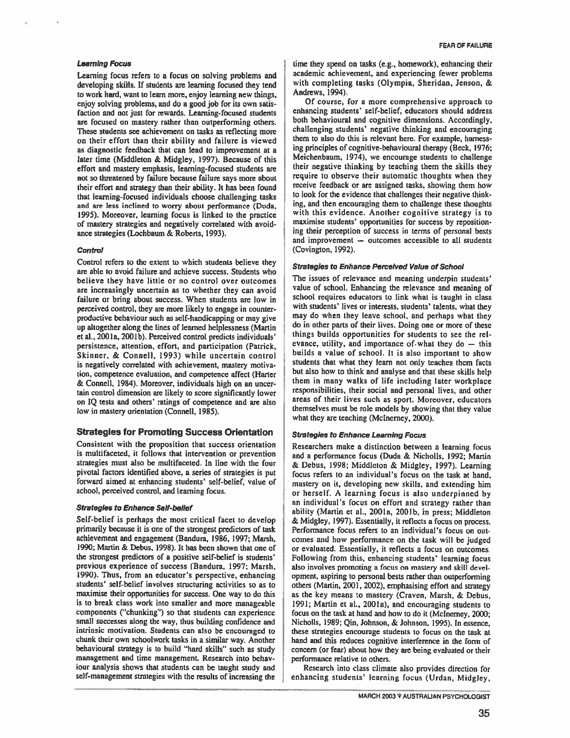#### Learning Focus

Learning focus refers to a focus on solving problems and developing skills. If students are learning focused they tend to work hard, want to learn more, enjoy learning new things, enjoy solving problems, and do a good job for its own satisfaction and not just for rewards. Learning-focused students are focused on mastery rather than outperforming others. These students see achievement on tasks as reflecting more on their effort than their ability and failure is viewed as diagnostic feedback that can lead to improvement at a later time (Middleton & Midgley, 1997). Because of this effort and mastery emphasis, learning-focused students are not so threatened by failure because failure says more about their effort and strategy than their ability. It has been found that learning-focused individuals choose challenging tasks and are less inclined to worry about performance (Duda, 1995). Moreover, learning focus is linked to the practice of mastery strategies and negatively correlated with avoidance strategies (Lochbaum & Roberts, 1993).

#### Control

Control refers to the extent to which students believe they are able to avoid failure and achieve success. Students who believe they have little or no control over outcomes are increasingly uncertain as to whether they can avoid failure or bring about success. When students are low in perceived control, they are more likely to engage in counterproductive behaviour such as self-handicapping or may give up altogether along the lines of learned helplessness (Martin et al., 2001a, 2001b). Perceived control predicts individuals' persistence, attention, effort, and participation (Patrick, Skinner, & Connell, 1993) while uncertain control is negatively correlated with achievement, mastery motivation, competence evaluation, and competence affect (Harter & Connell, 1984). Moreover, individuals high on an uncertain control dimension are likely to score significantly lower on IQ tests and others' ratings of competence and are also low in mastery orientation (Connell, 1985).

### Strategies for Promoting Success Orientation

Consistent with the proposition that success orientation is multifaceted, it follows that intervention or prevention strategies must also be multifaceted. In line with the four pivotal factors identified above, a series of strategies is put forward aimed at enhancing students' self-belief, value of school, perceived control, and learning focus.

#### Strategies to Enhance Self-belief

Self-belief is perhaps the most critical facet to develop primarily because it is one of the strongest predictors of task achievement and engagement (Bandura, 1986, 1997; Marsh, 1990; Martin & Debus, 1998). It has been shown that one of the strongest predictors of a positive self-belief is students' previous experience of success (Bandura, 1997; Marsh, 1990). Thus, from an educator's perspective, enhancing students' self-belief involves structuring activities so as to maximise their opportunities for success. One way to do this is to break class work into smaller and more manageable components ("chunking") so that students can experience small successes along the way, thus building confidence and intrinsic motivation. Students can also be encouraged to chunk their own schoolwork tasks in a similar way. Another behavioural strategy is to build "hard skills" such as study management and time management. Research into behaviour analysis shows that students can be taught study and self-management strategies with the results of increasing the time they spend on tasks (e.g., homework), enhancing their academic achievement, and experiencing fewer problems with completing tasks (Olympia, Sheridan, Jenson, & Andrews, 1994).

Of course, for a more comprehensive approach to enhancing students' self-belief, educators should address both behavioural and cognitive dimensions. Accordingly, challenging students' negative thinking and encouraging them to also do this is relevant here. For example, harnessing principles of cognitive-behavioural therapy (Beck, 1976; Meichenbaum, 1974), we encourage students to challenge their negative thinking by teaching them the skills they require to observe their automatic thoughts when they receive feedback or are assigned tasks, showing them how to look for the evidence that challenges their negative thinking, and then encouraging them to challenge these thoughts with this evidence. Another cognitive strategy is to maximise students' opportunities for success by repositioning their perception of success in terms of personal bests and improvement — outcomes accessible to all students (Covington, 1992).

#### Strategies to Enhance Perceived Value of School

The issues of relevance and meaning underpin students' value of school. Enhancing the relevance and meaning of school requires educators to link what is taught in class with students' lives or interests, students' talents, what they may do when they leave school, and perhaps what they do in other parts of their lives. Doing one or more of these things builds opportunities for students to see the relevance, utility, and importance of what they do — this builds a value of school. It is also important to show students that what they learn not only teaches them facts but also how to think and analyse and that these skills help them in many walks of life including later workplace responsibilities, their social and personal lives, and other areas of their lives such as sport. Moreover, educators themselves must be role models by showing that they value what they are teaching (McInerney, 2000).

#### Strategies to Enhance Learning Focus

Researchers make a distinction between a learning focus and a performance focus (Duda & Nicholls, 1992; Martin & Debus, 1998; Middleton & Midgley, 1997). Learning focus refers to an individual's focus on the task at hand, mastery on it, developing new skills, and extending him or herself. A learning focus is also underpinned by an individual's focus on effort and strategy rather than ability (Martin et al., 2001a, 2001b, in press; Middleton & Midgley, 1997). Essentially, it reflects a focus on process. Performance focus refers to an individual's focus on outcomes and how performance on the task will be judged or evaluated. Essentially, it reflects a focus on outcomes. Following from this, enhancing students' learning focus also involves promoting a focus on mastery and skill development, aspiring to personal bests rather than outperforming others (Martin, 2001, 2002), emphasising effort and strategy as the key means to mastery (Craven, Marsh, & Debus, 1991; Martin et al., 2001a), and encouraging students to focus on the task at hand and how to do it (McInerney, 2000; Nicholls, 1989; Qin, Johnson, & Johnson, 1995). In essence, these strategies encourage students to focus on the task at hand and this reduces cognitive interference in the form of concern (or fear) about how they are being evaluated or their performance relative to others.

Research into class climate also provides direction for enhancing students' learning focus (Urdan, Midgley,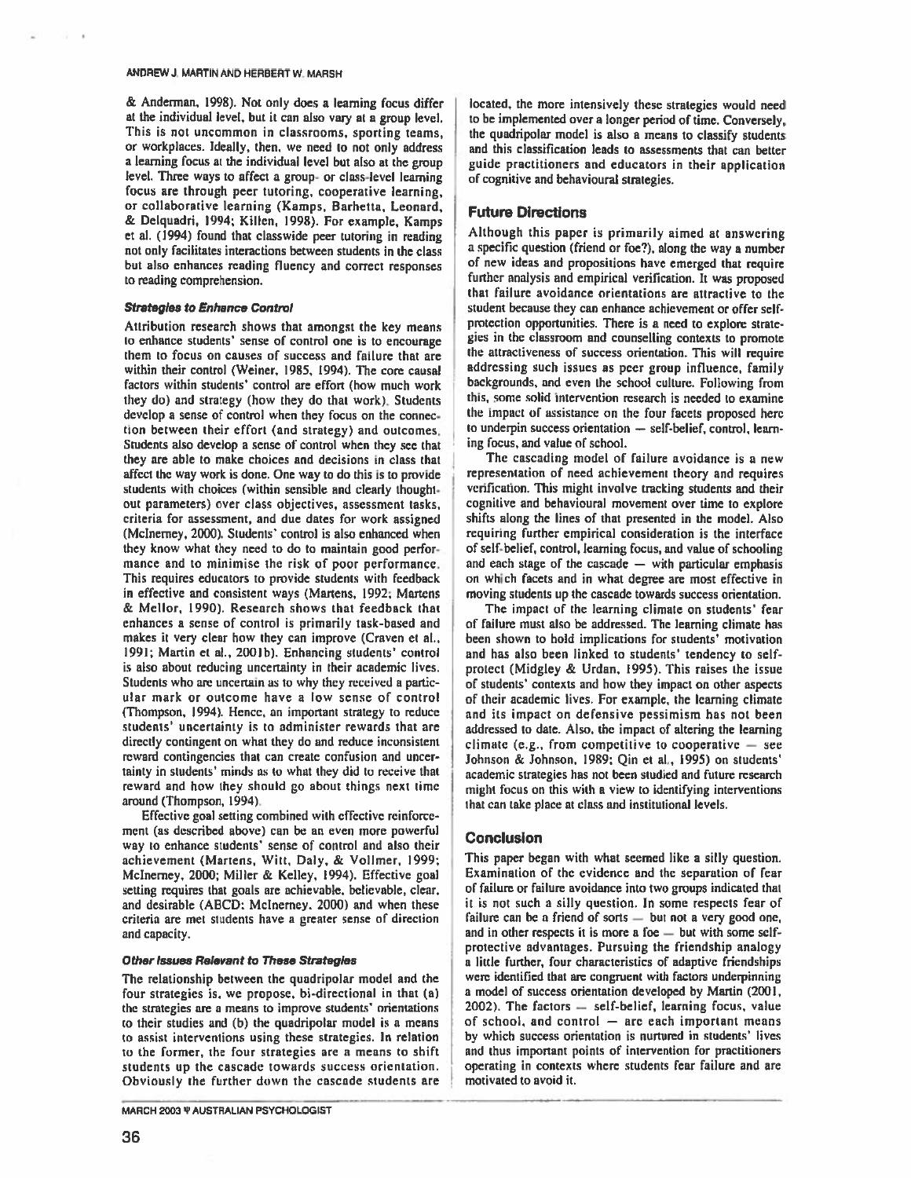& Anderman, 1998). Not only does a learning focus differ at the individual level, but it can also vary at a group level. This is not uncommon in classrooms, sporting teams, or workplaces. Ideally, then, we need to not only address a learning focus at the individual level but also at the group level. Three ways to affect a group- or class-level learning focus are through peer tutoring, cooperative learning, or collaborative learning (Kamps, Barbetta, Leonard, & Delquadri, 1994; Killen, 1998). For example, Kamps et al. (1994) found that classwide peer tutoring in reading not only facilitates interactions between students in the class but also enhances reading fluency and correct responses to reading comprehension.

### Strategies to Enhance Control

Attribution research shows that amongst the key means to enhance students' sense of control one is to encourage them to focus on causes of success and failure that are within their control (Weiner, 1985, 1994). The core causal factors within students' control are effort (how much work they do) and strategy (how they do that work). Students develop a sense of control when they focus on the connection between their effort (and strategy) and outcomes. Students also develop a sense of control when they see that they are able to make choices and decisions in class that affect the way work is done. One way to do this is to provide students with choices (within sensible and clearly thought-out parameters) over class objectives, assessment tasks, criteria for assessment, and due dates for work assigned (McInerney, 2000). Students' control is also enhanced when they know what they need to do to maintain good performance and to minimise the risk of poor performance. This requires educators to provide students with feedback in effective and consistent ways (Martens, 1992; Martens & Mellor, 1990). Research shows that feedback that enhances a sense of control is primarily task-based and makes it very clear how they can improve (Craven et al., 1991; Martin et al., 2001b). Enhancing students' control is also about reducing uncertainty in their academic lives. Students who are uncertain as to why they received a particular mark or outcome have a low sense of control (Thompson, 1994). Hence, an important strategy to reduce students' uncertainty is to administer rewards that are directly contingent on what they do and reduce inconsistent reward contingencies that can create confusion and uncertainty in students' minds as to what they did to receive that reward and how they should go about things next time around (Thompson, 1994).

Effective goal setting combined with effective reinforcement (as described above) can be an even more powerful way to enhance students' sense of control and also their achievement (Martens, Witt, Daly, & Vollmer, 1999; McInerney, 2000; Miller & Kelley, 1994). Effective goal setting requires that goals are achievable, believable, clear, and desirable (ABCD: McInerney, 2000) and when these criteria are met students have a greater sense of direction and capacity.

### Other Issues Relevant to These Strategies

The relationship between the quadripolar model and the four strategies is, we propose, bi-directional in that (a) the strategies are a means to improve students' orientations to their studies and (b) the quadripolar model is a means to assist interventions using these strategies. In relation to the former, the four strategies are a means to shift students up the cascade towards success orientation. Obviously the further down the cascade students are located, the more intensively these strategies would need to be implemented over a longer period of time. Conversely, the quadripolar model is also a means to classify students and this classification leads to assessments that can better guide practitioners and educators in their application of cognitive and behavioural strategies.

## Future Directions

Although this paper is primarily aimed at answering a specific question (friend or foe?), along the way a number of new ideas and propositions have emerged that require further analysis and empirical verification. It was proposed that failure avoidance orientations are attractive to the student because they can enhance achievement or offer self-protection opportunities. There is a need to explore strategies in the classroom and counselling contexts to promote the attractiveness of success orientation. This will require addressing such issues as peer group influence, family backgrounds, and even the school culture. Following from this, some solid intervention research is needed to examine the impact of assistance on the four facets proposed here to underpin success orientation — self-belief, control, learning focus, and value of school.

The cascading model of failure avoidance is a new representation of need achievement theory and requires verification. This might involve tracking students and their cognitive and behavioural movement over time to explore shifts along the lines of that presented in the model. Also requiring further empirical consideration is the interface of self-belief, control, learning focus, and value of schooling and each stage of the cascade — with particular emphasis on which facets and in what degree are most effective in moving students up the cascade towards success orientation.

The impact of the learning climate on students' fear of failure must also be addressed. The learning climate has been shown to hold implications for students' motivation and has also been linked to students' tendency to self-protect (Midgley & Urdan, 1995). This raises the issue of students' contexts and how they impact on other aspects of their academic lives. For example, the learning climate and its impact on defensive pessimism has not been addressed to date. Also, the impact of altering the learning climate (e.g., from competitive to cooperative — see Johnson & Johnson, 1989; Qin et al., 1995) on students' academic strategies has not been studied and future research might focus on this with a view to identifying interventions that can take place at class and institutional levels.

## Conclusion

This paper began with what seemed like a silly question. Examination of the evidence and the separation of fear of failure or failure avoidance into two groups indicated that it is not such a silly question. In some respects fear of failure can be a friend of sorts — but not a very good one, and in other respects it is more a foe — but with some self-protective advantages. Pursuing the friendship analogy a little further, four characteristics of adaptive friendships were identified that are congruent with factors underpinning a model of success orientation developed by Martin (2001, 2002). The factors — self-belief, learning focus, value of school, and control — are each important means by which success orientation is nurtured in students' lives and thus important points of intervention for practitioners operating in contexts where students fear failure and are motivated to avoid it.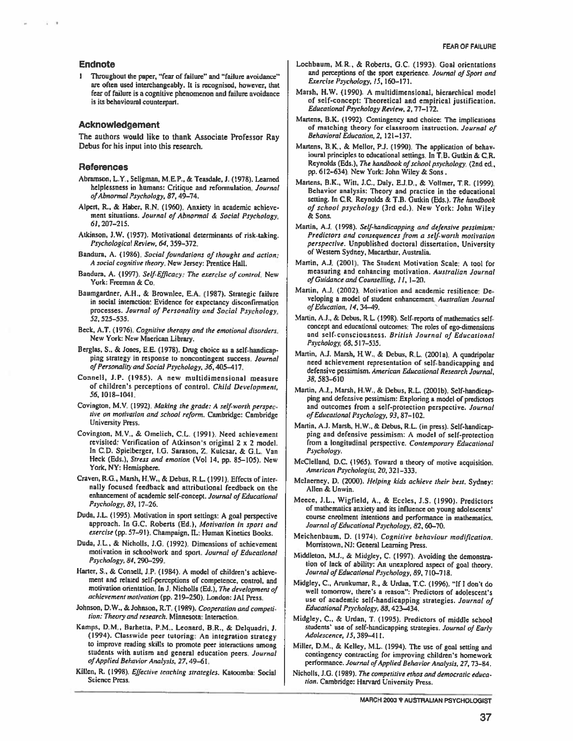## Endnote

1 Throughout the paper, "fear of failure" and "failure avoidance" are often used interchangeably. It is recognised, however, that fear of failure is a cognitive phenomenon and failure avoidance is its behavioural counterpart.

## Acknowledgement

The authors would like to thank Associate Professor Ray Debus for his input into this research.

## References

Abramson, L.Y., Seligman, M.E.P., & Teasdale, J. (1978). Learned helplessness in humans: Critique and reformulation. *Journal of Abnormal Psychology, 87*, 49–74.

Alpert, R., & Haber, R.N. (1960). Anxiety in academic achievement situations. *Journal of Abnormal & Social Psychology, 61*, 207–215.

Atkinson, J.W. (1957). Motivational determinants of risk-taking. *Psychological Review, 64*, 359–372.

Bandura, A. (1986). *Social foundations of thought and action: A social cognitive theory*. New Jersey: Prentice Hall.

Bandura, A. (1997). *Self-Efficacy: The exercise of control*. New York: Freeman & Co.

Baumgardner, A.H., & Brownlee, E.A. (1987). Strategic failure in social interaction: Evidence for expectancy disconfirmation processes. *Journal of Personality and Social Psychology, 52*, 525–535.

Beck, A.T. (1976). *Cognitive therapy and the emotional disorders*. New York: New Maerican Library.

Berglas, S., & Jones, E.E. (1978). Drug choice as a self-handicapping strategy in response to noncontingent success. *Journal of Personality and Social Psychology, 36*, 405–417.

Connell, J.P. (1985). A new multidimensional measure of children's perceptions of control. *Child Development, 56*, 1018–1041.

Covington, M.V. (1992). *Making the grade: A self-worth perspective on motivation and school reform*. Cambridge: Cambridge University Press.

Covington, M.V., & Omelich, C.L. (1991). Need achievement revisited: Verification of Atkinson's original 2 x 2 model. In C.D. Spielberger, I.G. Sarason, Z. Kulcsar, & G.L. Van Heck (Eds.), *Stress and emotion* (Vol 14, pp. 85–105). New York, NY: Hemisphere.

Craven, R.G., Marsh, H.W., & Debus, R.L. (1991). Effects of internally focused feedback and attributional feedback on the enhancement of academic self-concept. *Journal of Educational Psychology, 83*, 17–26.

Duda, J.L. (1995). Motivation in sport settings: A goal perspective approach. In G.C. Roberts (Ed.), *Motivation in sport and exercise* (pp. 57–91). Champaign, IL: Human Kinetics Books.

Duda, J.L., & Nicholls, J.G. (1992). Dimensions of achievement motivation in schoolwork and sport. *Journal of Educational Psychology, 84*, 290–299.

Harter, S., & Connell, J.P. (1984). A model of children's achievement and related self-perceptions of competence, control, and motivation orientation. In J. Nicholls (Ed.), *The development of achievement motivation* (pp. 219–250). London: JAI Press.

Johnson, D.W., & Johnson, R.T. (1989). *Cooperation and competition: Theory and research*. Minnesota: Interaction.

Kamps, D.M., Barhetta, P.M., Leonard, B.R., & Delquadri, J. (1994). Classwide peer tutoring: An integration strategy to improve reading skills to promote peer interactions among students with autism and general education peers. *Journal of Applied Behavior Analysis, 27*, 49–61.

Killen, R. (1998). *Effective teaching strategies*. Katoomba: Social Science Press.

Lochbaum, M.R., & Roberts, G.C. (1993). Goal orientations and perceptions of the sport experience. *Journal of Sport and Exercise Psychology, 15*, 160–171.

Marsh, H.W. (1990). A multidimensional, hierarchical model of self-concept: Theoretical and empirical justification. *Educational Psychology Review, 2*, 77–172.

Martens, B.K. (1992). Contingency and choice: The implications of matching theory for classroom instruction. *Journal of Behavioral Education, 2*, 121–137.

Martens, B.K., & Mellor, P.J. (1990). The application of behavioural principles to educational settings. In T.B. Gutkin & C.R. Reynolds (Eds.), *The handbook of school psychology* (2nd ed., pp. 612–634). New York: John Wiley & Sons.

Martens, B.K., Witt, J.C., Daly, E.J.D., & Vollmer, T.R. (1999). Behavior analysis: Theory and practice in the educational setting. In C.R. Reynolds & T.B. Gutkin (Eds.), *The handbook of school psychology* (3rd ed.). New York: John Wiley & Sons.

Martin, A.J. (1998). *Self-handicapping and defensive pessimism: Predictors and consequences from a self-worth motivation perspective*. Unpublished doctoral dissertation, University of Western Sydney, Macarthur, Australia.

Martin, A.J. (2001). The Student Motivation Scale: A tool for measuring and enhancing motivation. *Australian Journal of Guidance and Counselling, 11*, 1–20.

Martin, A.J. (2002). Motivation and academic resilience: Developing a model of student enhancement. *Australian Journal of Education, 14*, 34–49.

Martin, A.J., & Debus, R.L. (1998). Self-reports of mathematics self-concept and educational outcomes: The roles of ego-dimensions and self-consciousness. *British Journal of Educational Psychology, 68*, 517–535.

Martin, A.J. Marsh, H.W., & Debus, R.L. (2001a). A quadripolar need achievement representation of self-handicapping and defensive pessimism. *American Educational Research Journal, 38*, 583–610

Martin, A.J., Marsh, H.W., & Debus, R.L. (2001b). Self-handicapping and defensive pessimism: Exploring a model of predictors and outcomes from a self-protection perspective. *Journal of Educational Psychology, 93*, 87–102.

Martin, A.J. Marsh, H.W., & Debus, R.L. (in press). Self-handicapping and defensive pessimism: A model of self-protection from a longitudinal perspective. *Contemporary Educational Psychology*.

McClelland, D.C. (1965). Toward a theory of motive acquisition. *American Psychologist, 20*, 321–333.

McInerney, D. (2000). *Helping kids achieve their best*. Sydney: Allen & Unwin.

Meece, J.L., Wigfield, A., & Eccles, J.S. (1990). Predictors of mathematics anxiety and its influence on young adolescents' course enrolment intentions and performance in mathematics. *Journal of Educational Psychology, 82*, 60–70.

Meichenbaum, D. (1974). *Cognitive behaviour modification*. Morristown, NJ: General Learning Press.

Middleton, M.J., & Midgley, C. (1997). Avoiding the demonstration of lack of ability: An unexplored aspect of goal theory. *Journal of Educational Psychology, 89*, 710–718.

Midgley, C., Arunkumar, R., & Urdan, T.C. (1996). "If I don't do well tomorrow, there's a reason": Predictors of adolescent's use of academic self-handicapping strategies. *Journal of Educational Psychology, 88*, 423–434.

Midgley, C., & Urdan, T. (1995). Predictors of middle school students' use of self-handicapping strategies. *Journal of Early Adolescence, 15*, 389–411.

Miller, D.M., & Kelley, M.L. (1994). The use of goal setting and contingency contracting for improving children's homework performance. *Journal of Applied Behavior Analysis, 27*, 73–84.

Nicholls, J.G. (1989). *The competitive ethos and democratic education*. Cambridge: Harvard University Press.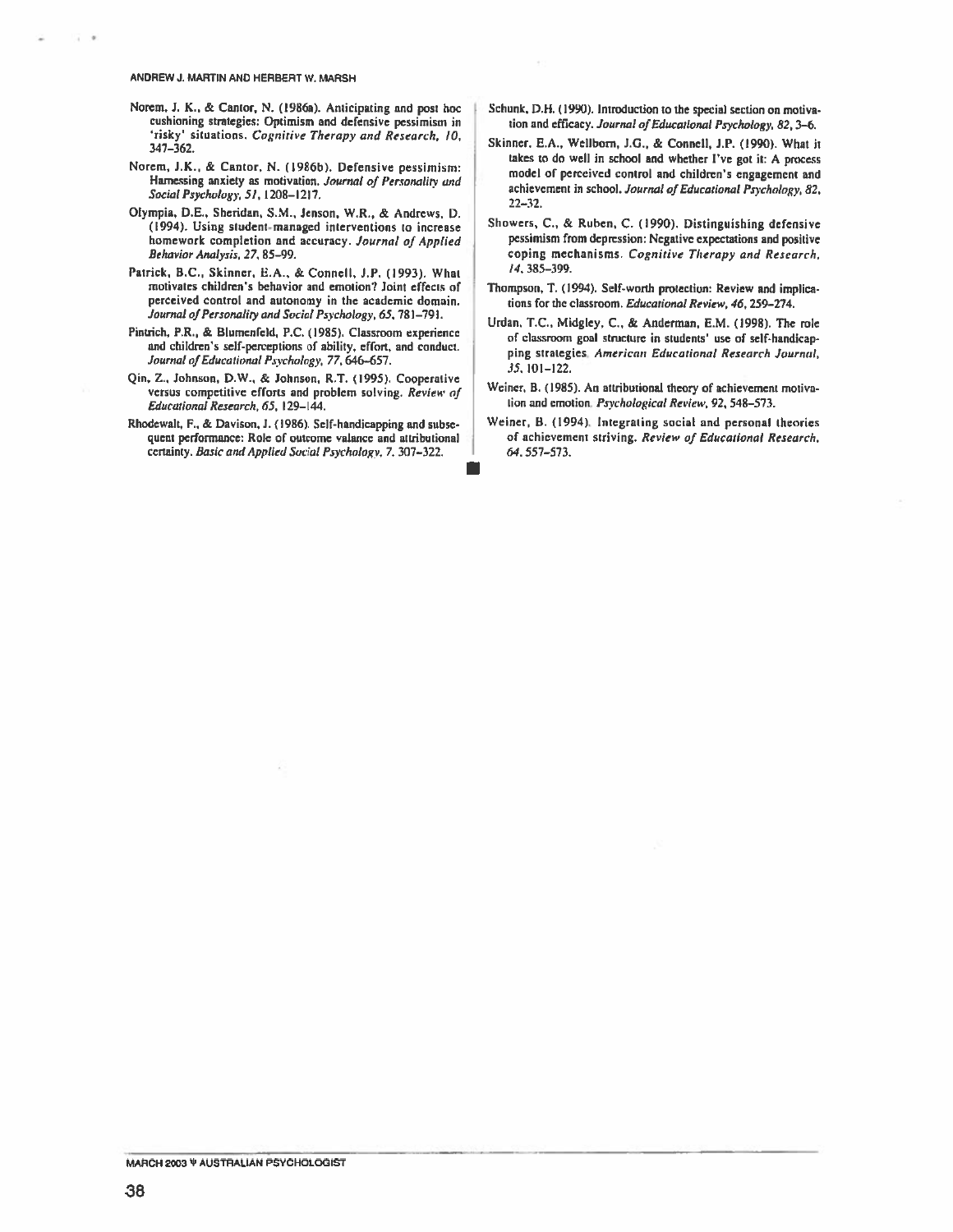Norem, J. K., & Cantor, N. (1986a). Anticipating and post hoc cushioning strategies: Optimism and defensive pessimism in 'risky' situations. *Cognitive Therapy and Research, 10*, 347–362.

Norem, J.K., & Cantor, N. (1986b). Defensive pessimism: Harnessing anxiety as motivation. *Journal of Personality and Social Psychology, 51*, 1208–1217.

Olympia, D.E., Sheridan, S.M., Jenson, W.R., & Andrews, D. (1994). Using student-managed interventions to increase homework completion and accuracy. *Journal of Applied Behavior Analysis, 27*, 85–99.

Patrick, B.C., Skinner, E.A., & Connell, J.P. (1993). What motivates children's behavior and emotion? Joint effects of perceived control and autonomy in the academic domain. *Journal of Personality and Social Psychology, 65*, 781–791.

Pintrich, P.R., & Blumenfeld, P.C. (1985). Classroom experience and children's self-perceptions of ability, effort, and conduct. *Journal of Educational Psychology, 77*, 646–657.

Qin, Z., Johnson, D.W., & Johnson, R.T. (1995). Cooperative versus competitive efforts and problem solving. *Review of Educational Research, 65*, 129–144.

Rhodewalt, F., & Davison, J. (1986). Self-handicapping and subsequent performance: Role of outcome valance and attributional certainty. *Basic and Applied Social Psychology, 7*, 307–322.

Schunk, D.H. (1990). Introduction to the special section on motivation and efficacy. *Journal of Educational Psychology, 82*, 3–6.

Skinner, E.A., Wellborn, J.G., & Connell, J.P. (1990). What it takes to do well in school and whether I've got it: A process model of perceived control and children's engagement and achievement in school. *Journal of Educational Psychology, 82*, 22–32.

Showers, C., & Ruben, C. (1990). Distinguishing defensive pessimism from depression: Negative expectations and positive coping mechanisms. *Cognitive Therapy and Research, 14*, 385–399.

Thompson, T. (1994). Self-worth protection: Review and implications for the classroom. *Educational Review, 46*, 259–274.

Urdan, T.C., Midgley, C., & Anderman, E.M. (1998). The role of classroom goal structure in students' use of self-handicapping strategies. *American Educational Research Journal, 35*, 101–122.

Weiner, B. (1985). An attributional theory of achievement motivation and emotion. *Psychological Review, 92*, 548–573.

Weiner, B. (1994). Integrating social and personal theories of achievement striving. *Review of Educational Research, 64*, 557–573.